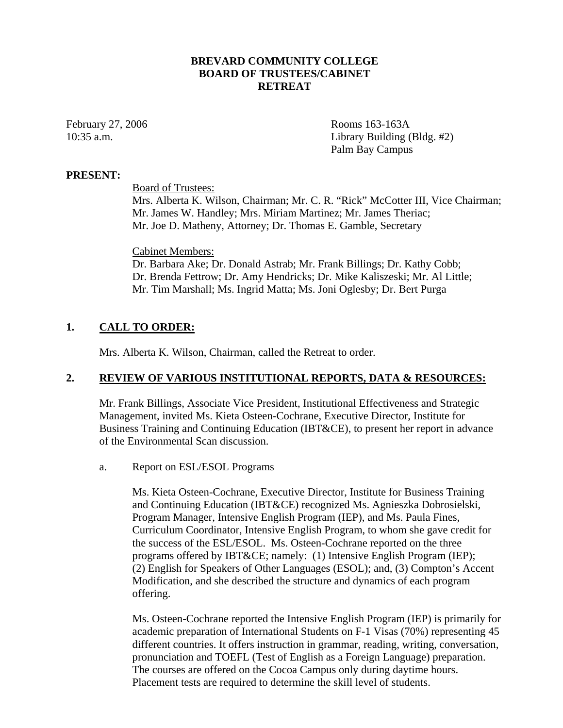**BREVARD COMMUNITY COLLEGE**
**BOARD OF TRUSTEES/CABINET**
**RETREAT**

February 27, 2006
10:35 a.m.

Rooms 163-163A
Library Building (Bldg. #2)
Palm Bay Campus

**PRESENT:**

Board of Trustees:
Mrs. Alberta K. Wilson, Chairman; Mr. C. R. "Rick" McCotter III, Vice Chairman; Mr. James W. Handley; Mrs. Miriam Martinez; Mr. James Theriac; Mr. Joe D. Matheny, Attorney; Dr. Thomas E. Gamble, Secretary

Cabinet Members:
Dr. Barbara Ake; Dr. Donald Astrab; Mr. Frank Billings; Dr. Kathy Cobb; Dr. Brenda Fettrow; Dr. Amy Hendricks; Dr. Mike Kaliszeski; Mr. Al Little; Mr. Tim Marshall; Ms. Ingrid Matta; Ms. Joni Oglesby; Dr. Bert Purga

## 1. CALL TO ORDER:

Mrs. Alberta K. Wilson, Chairman, called the Retreat to order.

## 2. REVIEW OF VARIOUS INSTITUTIONAL REPORTS, DATA & RESOURCES:

Mr. Frank Billings, Associate Vice President, Institutional Effectiveness and Strategic Management, invited Ms. Kieta Osteen-Cochrane, Executive Director, Institute for Business Training and Continuing Education (IBT&CE), to present her report in advance of the Environmental Scan discussion.

a. Report on ESL/ESOL Programs

Ms. Kieta Osteen-Cochrane, Executive Director, Institute for Business Training and Continuing Education (IBT&CE) recognized Ms. Agnieszka Dobrosielski, Program Manager, Intensive English Program (IEP), and Ms. Paula Fines, Curriculum Coordinator, Intensive English Program, to whom she gave credit for the success of the ESL/ESOL. Ms. Osteen-Cochrane reported on the three programs offered by IBT&CE; namely: (1) Intensive English Program (IEP); (2) English for Speakers of Other Languages (ESOL); and, (3) Compton's Accent Modification, and she described the structure and dynamics of each program offering.

Ms. Osteen-Cochrane reported the Intensive English Program (IEP) is primarily for academic preparation of International Students on F-1 Visas (70%) representing 45 different countries. It offers instruction in grammar, reading, writing, conversation, pronunciation and TOEFL (Test of English as a Foreign Language) preparation. The courses are offered on the Cocoa Campus only during daytime hours. Placement tests are required to determine the skill level of students.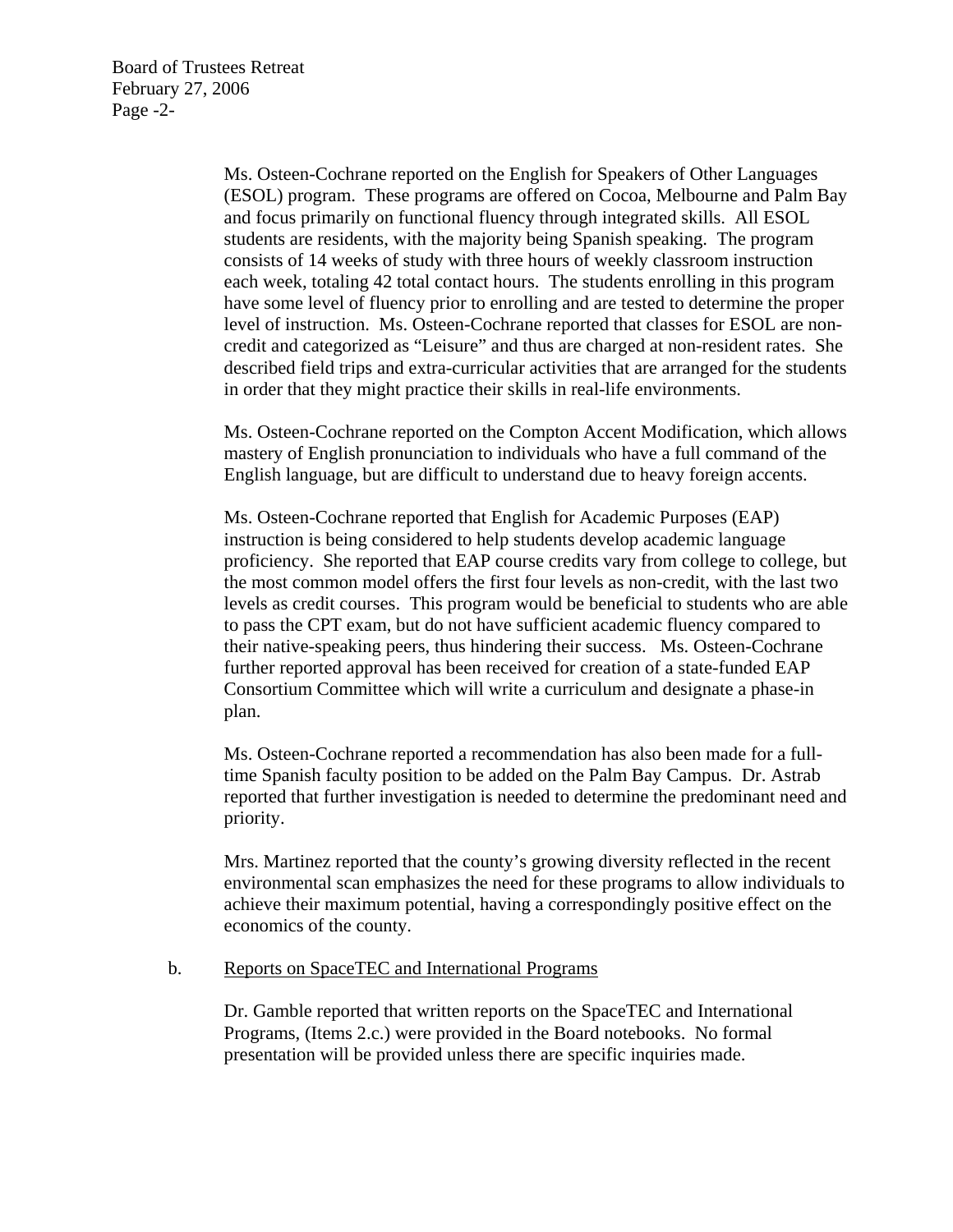Ms. Osteen-Cochrane reported on the English for Speakers of Other Languages (ESOL) program. These programs are offered on Cocoa, Melbourne and Palm Bay and focus primarily on functional fluency through integrated skills. All ESOL students are residents, with the majority being Spanish speaking. The program consists of 14 weeks of study with three hours of weekly classroom instruction each week, totaling 42 total contact hours. The students enrolling in this program have some level of fluency prior to enrolling and are tested to determine the proper level of instruction. Ms. Osteen-Cochrane reported that classes for ESOL are non-credit and categorized as "Leisure" and thus are charged at non-resident rates. She described field trips and extra-curricular activities that are arranged for the students in order that they might practice their skills in real-life environments.

Ms. Osteen-Cochrane reported on the Compton Accent Modification, which allows mastery of English pronunciation to individuals who have a full command of the English language, but are difficult to understand due to heavy foreign accents.

Ms. Osteen-Cochrane reported that English for Academic Purposes (EAP) instruction is being considered to help students develop academic language proficiency. She reported that EAP course credits vary from college to college, but the most common model offers the first four levels as non-credit, with the last two levels as credit courses. This program would be beneficial to students who are able to pass the CPT exam, but do not have sufficient academic fluency compared to their native-speaking peers, thus hindering their success. Ms. Osteen-Cochrane further reported approval has been received for creation of a state-funded EAP Consortium Committee which will write a curriculum and designate a phase-in plan.

Ms. Osteen-Cochrane reported a recommendation has also been made for a full-time Spanish faculty position to be added on the Palm Bay Campus. Dr. Astrab reported that further investigation is needed to determine the predominant need and priority.

Mrs. Martinez reported that the county's growing diversity reflected in the recent environmental scan emphasizes the need for these programs to allow individuals to achieve their maximum potential, having a correspondingly positive effect on the economics of the county.

b. Reports on SpaceTEC and International Programs

Dr. Gamble reported that written reports on the SpaceTEC and International Programs, (Items 2.c.) were provided in the Board notebooks. No formal presentation will be provided unless there are specific inquiries made.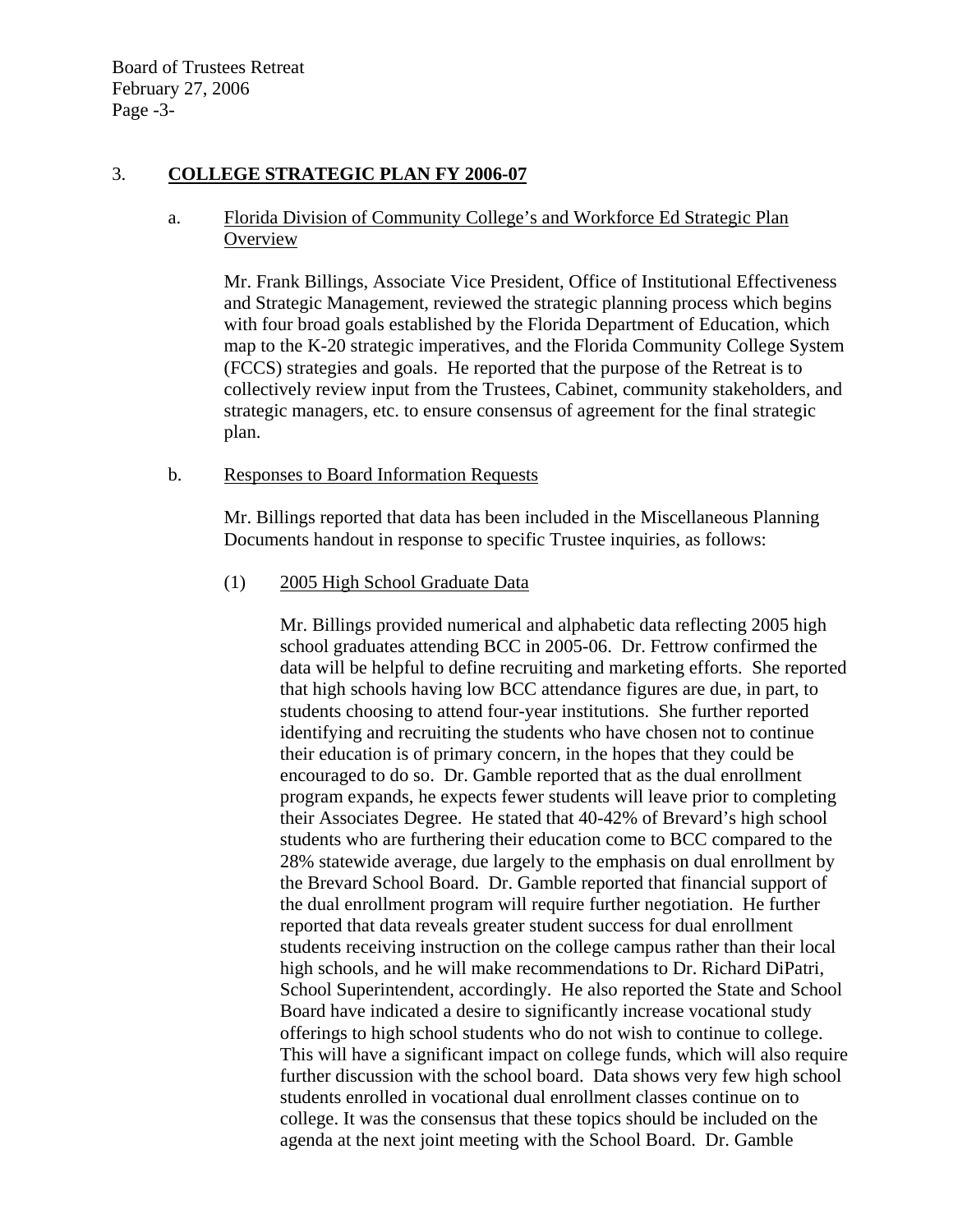## 3. COLLEGE STRATEGIC PLAN FY 2006-07

### a. Florida Division of Community College's and Workforce Ed Strategic Plan Overview

Mr. Frank Billings, Associate Vice President, Office of Institutional Effectiveness and Strategic Management, reviewed the strategic planning process which begins with four broad goals established by the Florida Department of Education, which map to the K-20 strategic imperatives, and the Florida Community College System (FCCS) strategies and goals. He reported that the purpose of the Retreat is to collectively review input from the Trustees, Cabinet, community stakeholders, and strategic managers, etc. to ensure consensus of agreement for the final strategic plan.

### b. Responses to Board Information Requests

Mr. Billings reported that data has been included in the Miscellaneous Planning Documents handout in response to specific Trustee inquiries, as follows:

#### (1) 2005 High School Graduate Data

Mr. Billings provided numerical and alphabetic data reflecting 2005 high school graduates attending BCC in 2005-06. Dr. Fettrow confirmed the data will be helpful to define recruiting and marketing efforts. She reported that high schools having low BCC attendance figures are due, in part, to students choosing to attend four-year institutions. She further reported identifying and recruiting the students who have chosen not to continue their education is of primary concern, in the hopes that they could be encouraged to do so. Dr. Gamble reported that as the dual enrollment program expands, he expects fewer students will leave prior to completing their Associates Degree. He stated that 40-42% of Brevard's high school students who are furthering their education come to BCC compared to the 28% statewide average, due largely to the emphasis on dual enrollment by the Brevard School Board. Dr. Gamble reported that financial support of the dual enrollment program will require further negotiation. He further reported that data reveals greater student success for dual enrollment students receiving instruction on the college campus rather than their local high schools, and he will make recommendations to Dr. Richard DiPatri, School Superintendent, accordingly. He also reported the State and School Board have indicated a desire to significantly increase vocational study offerings to high school students who do not wish to continue to college. This will have a significant impact on college funds, which will also require further discussion with the school board. Data shows very few high school students enrolled in vocational dual enrollment classes continue on to college. It was the consensus that these topics should be included on the agenda at the next joint meeting with the School Board. Dr. Gamble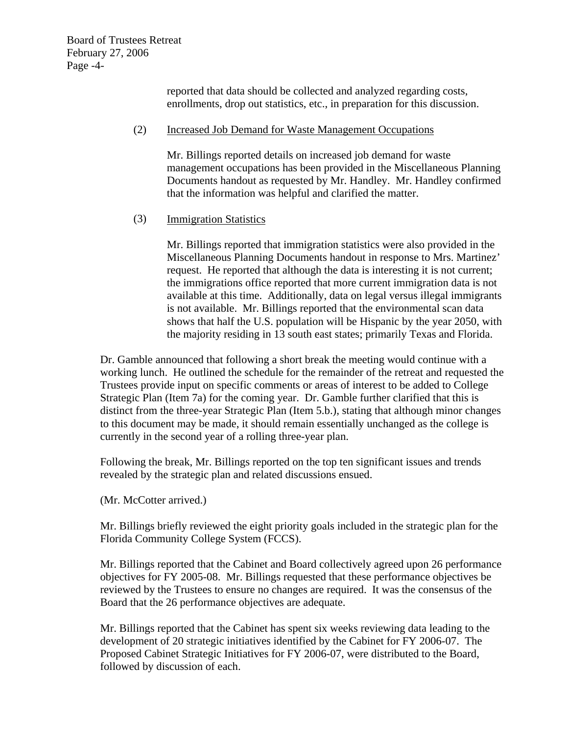reported that data should be collected and analyzed regarding costs, enrollments, drop out statistics, etc., in preparation for this discussion.

(2) Increased Job Demand for Waste Management Occupations

Mr. Billings reported details on increased job demand for waste management occupations has been provided in the Miscellaneous Planning Documents handout as requested by Mr. Handley. Mr. Handley confirmed that the information was helpful and clarified the matter.

(3) Immigration Statistics

Mr. Billings reported that immigration statistics were also provided in the Miscellaneous Planning Documents handout in response to Mrs. Martinez' request. He reported that although the data is interesting it is not current; the immigrations office reported that more current immigration data is not available at this time. Additionally, data on legal versus illegal immigrants is not available. Mr. Billings reported that the environmental scan data shows that half the U.S. population will be Hispanic by the year 2050, with the majority residing in 13 south east states; primarily Texas and Florida.

Dr. Gamble announced that following a short break the meeting would continue with a working lunch. He outlined the schedule for the remainder of the retreat and requested the Trustees provide input on specific comments or areas of interest to be added to College Strategic Plan (Item 7a) for the coming year. Dr. Gamble further clarified that this is distinct from the three-year Strategic Plan (Item 5.b.), stating that although minor changes to this document may be made, it should remain essentially unchanged as the college is currently in the second year of a rolling three-year plan.

Following the break, Mr. Billings reported on the top ten significant issues and trends revealed by the strategic plan and related discussions ensued.

(Mr. McCotter arrived.)

Mr. Billings briefly reviewed the eight priority goals included in the strategic plan for the Florida Community College System (FCCS).

Mr. Billings reported that the Cabinet and Board collectively agreed upon 26 performance objectives for FY 2005-08. Mr. Billings requested that these performance objectives be reviewed by the Trustees to ensure no changes are required. It was the consensus of the Board that the 26 performance objectives are adequate.

Mr. Billings reported that the Cabinet has spent six weeks reviewing data leading to the development of 20 strategic initiatives identified by the Cabinet for FY 2006-07. The Proposed Cabinet Strategic Initiatives for FY 2006-07, were distributed to the Board, followed by discussion of each.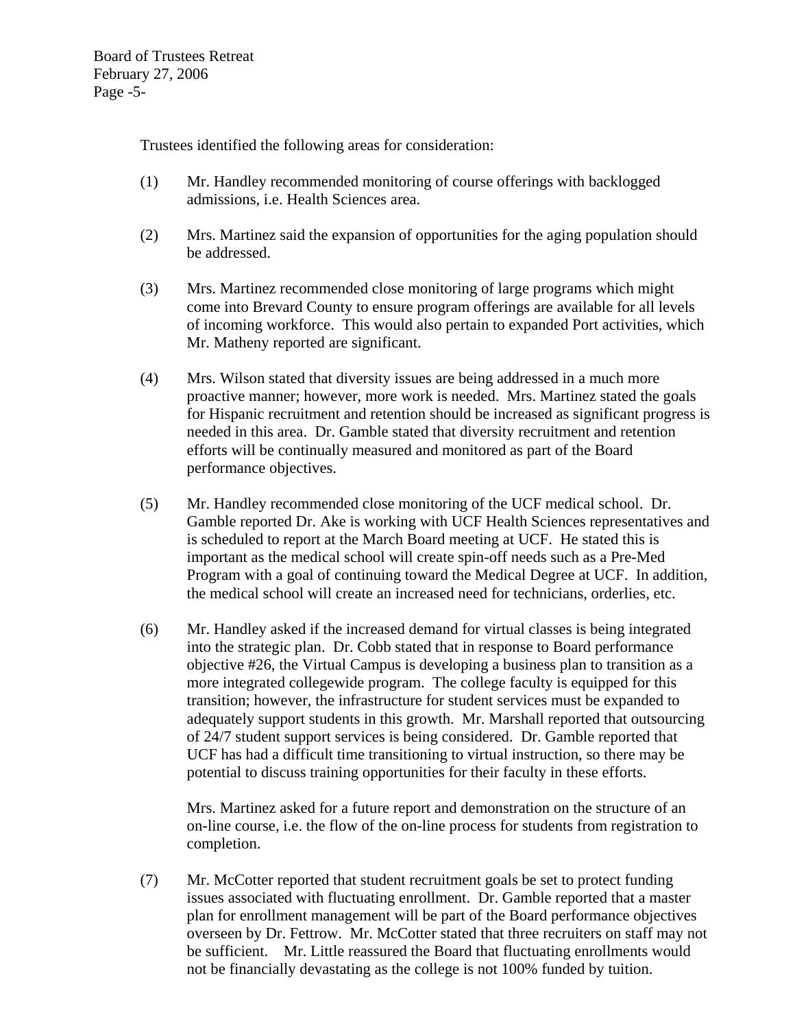Trustees identified the following areas for consideration:

(1) Mr. Handley recommended monitoring of course offerings with backlogged admissions, i.e. Health Sciences area.

(2) Mrs. Martinez said the expansion of opportunities for the aging population should be addressed.

(3) Mrs. Martinez recommended close monitoring of large programs which might come into Brevard County to ensure program offerings are available for all levels of incoming workforce. This would also pertain to expanded Port activities, which Mr. Matheny reported are significant.

(4) Mrs. Wilson stated that diversity issues are being addressed in a much more proactive manner; however, more work is needed. Mrs. Martinez stated the goals for Hispanic recruitment and retention should be increased as significant progress is needed in this area. Dr. Gamble stated that diversity recruitment and retention efforts will be continually measured and monitored as part of the Board performance objectives.

(5) Mr. Handley recommended close monitoring of the UCF medical school. Dr. Gamble reported Dr. Ake is working with UCF Health Sciences representatives and is scheduled to report at the March Board meeting at UCF. He stated this is important as the medical school will create spin-off needs such as a Pre-Med Program with a goal of continuing toward the Medical Degree at UCF. In addition, the medical school will create an increased need for technicians, orderlies, etc.

(6) Mr. Handley asked if the increased demand for virtual classes is being integrated into the strategic plan. Dr. Cobb stated that in response to Board performance objective #26, the Virtual Campus is developing a business plan to transition as a more integrated collegewide program. The college faculty is equipped for this transition; however, the infrastructure for student services must be expanded to adequately support students in this growth. Mr. Marshall reported that outsourcing of 24/7 student support services is being considered. Dr. Gamble reported that UCF has had a difficult time transitioning to virtual instruction, so there may be potential to discuss training opportunities for their faculty in these efforts.

Mrs. Martinez asked for a future report and demonstration on the structure of an on-line course, i.e. the flow of the on-line process for students from registration to completion.

(7) Mr. McCotter reported that student recruitment goals be set to protect funding issues associated with fluctuating enrollment. Dr. Gamble reported that a master plan for enrollment management will be part of the Board performance objectives overseen by Dr. Fettrow. Mr. McCotter stated that three recruiters on staff may not be sufficient. Mr. Little reassured the Board that fluctuating enrollments would not be financially devastating as the college is not 100% funded by tuition.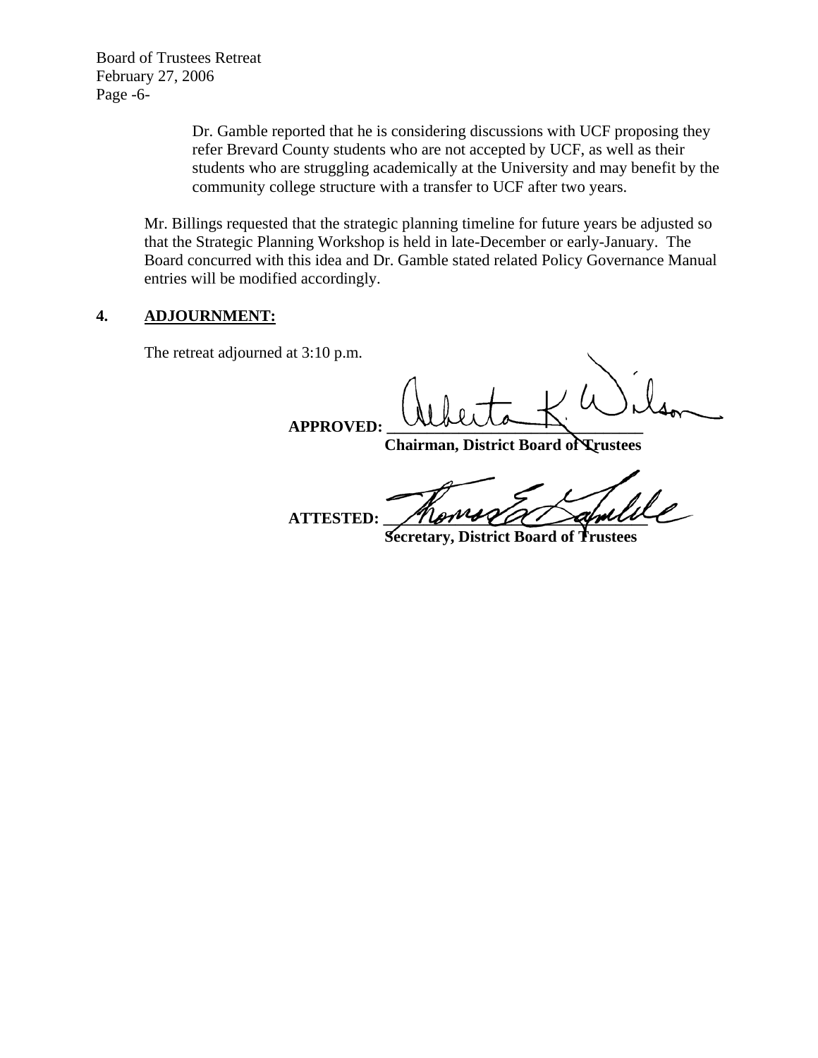Dr. Gamble reported that he is considering discussions with UCF proposing they refer Brevard County students who are not accepted by UCF, as well as their students who are struggling academically at the University and may benefit by the community college structure with a transfer to UCF after two years.

Mr. Billings requested that the strategic planning timeline for future years be adjusted so that the Strategic Planning Workshop is held in late-December or early-January. The Board concurred with this idea and Dr. Gamble stated related Policy Governance Manual entries will be modified accordingly.

**4. ADJOURNMENT:**

The retreat adjourned at 3:10 p.m.

**APPROVED:** ______________________________
**Chairman, District Board of Trustees**

**ATTESTED:** ______________________________
**Secretary, District Board of Trustees**